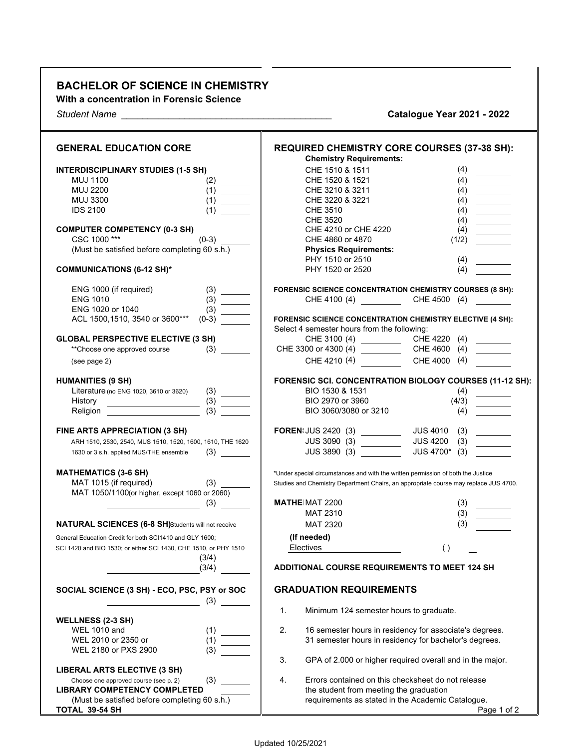# BACHELOR OF SCIENCE IN CHEMISTRY

**With a concentration in Forensic Science**

*Student Name* ________________________________________ **Catalogue Year 2021 - 2022**

## GENERAL EDUCATION CORE

**INTERDISCIPLINARY STUDIES (1-5 SH)**

| Course | SH | |
|---|---|---|
| MUJ 1100 | (2) | ______ |
| MUJ 2200 | (1) | ______ |
| MUJ 3300 | (1) | ______ |
| IDS 2100 | (1) | ______ |

**COMPUTER COMPETENCY (0-3 SH)**

| Course | SH | |
|---|---|---|
| CSC 1000 *** | (0-3) | ______ |

(Must be satisfied before completing 60 s.h.)

**COMMUNICATIONS (6-12 SH)***

| Course | SH | |
|---|---|---|
| ENG 1000 (if required) | (3) | ______ |
| ENG 1010 | (3) | ______ |
| ENG 1020 or 1040 | (3) | ______ |
| ACL 1500,1510, 3540 or 3600*** | (0-3) | ______ |

**GLOBAL PERSPECTIVE ELECTIVE (3 SH)**

| Course | SH | |
|---|---|---|
| **Choose one approved course (see page 2) | (3) | ______ |

**HUMANITIES (9 SH)**

| Course | SH | |
|---|---|---|
| Literature (no ENG 1020, 3610 or 3620) | (3) | ______ |
| History ____________________ | (3) | ______ |
| Religion ____________________ | (3) | ______ |

**FINE ARTS APPRECIATION (3 SH)**

| Course | SH | |
|---|---|---|
| ARH 1510, 2530, 2540, MUS 1510, 1520, 1600, 1610, THE 1620 1630 or 3 s.h. applied MUS/THE ensemble | (3) | ______ |

**MATHEMATICS (3-6 SH)**

| Course | SH | |
|---|---|---|
| MAT 1015 (if required) | (3) | ______ |
| MAT 1050/1100(or higher, except 1060 or 2060) ____________________ | (3) | ______ |

**NATURAL SCIENCES (6-8 SH)** Students will not receive General Education Credit for both SCI1410 and GLY 1600; SCI 1420 and BIO 1530; or either SCI 1430, CHE 1510, or PHY 1510

| Course | SH | |
|---|---|---|
| ____________________ | (3/4) | ______ |
| ____________________ | (3/4) | ______ |

**SOCIAL SCIENCE (3 SH) - ECO, PSC, PSY or SOC**

| Course | SH | |
|---|---|---|
| ____________________ | (3) | ______ |

**WELLNESS (2-3 SH)**

| Course | SH | |
|---|---|---|
| WEL 1010 and | (1) | ______ |
| WEL 2010 or 2350 or | (1) | ______ |
| WEL 2180 or PXS 2900 | (3) | ______ |

**LIBERAL ARTS ELECTIVE (3 SH)**

| Course | SH | |
|---|---|---|
| Choose one approved course (see p. 2) | (3) | ______ |

**LIBRARY COMPETENCY COMPLETED** ______

(Must be satisfied before completing 60 s.h.)

**TOTAL 39-54 SH**

## REQUIRED CHEMISTRY CORE COURSES (37-38 SH):

**Chemistry Requirements:**

| Course | SH | |
|---|---|---|
| CHE 1510 & 1511 | (4) | ______ |
| CHE 1520 & 1521 | (4) | ______ |
| CHE 3210 & 3211 | (4) | ______ |
| CHE 3220 & 3221 | (4) | ______ |
| CHE 3510 | (4) | ______ |
| CHE 3520 | (4) | ______ |
| CHE 4210 or CHE 4220 | (4) | ______ |
| CHE 4860 or 4870 | (1/2) | ______ |

**Physics Requirements:**

| Course | SH | |
|---|---|---|
| PHY 1510 or 2510 | (4) | ______ |
| PHY 1520 or 2520 | (4) | ______ |

**FORENSIC SCIENCE CONCENTRATION CHEMISTRY COURSES (8 SH):**

| Course | | Course | |
|---|---|---|---|
| CHE 4100 (4) | ______ | CHE 4500 (4) | ______ |

**FORENSIC SCIENCE CONCENTRATION CHEMISTRY ELECTIVE (4 SH):**

Select 4 semester hours from the following:

| Course | | Course | |
|---|---|---|---|
| CHE 3100 (4) | ______ | CHE 4220 (4) | ______ |
| CHE 3300 or 4300 (4) | ______ | CHE 4600 (4) | ______ |
| CHE 4210 (4) | ______ | CHE 4000 (4) | ______ |

**FORENSIC SCI. CONCENTRATION BIOLOGY COURSES (11-12 SH):**

| Course | SH | |
|---|---|---|
| BIO 1530 & 1531 | (4) | ______ |
| BIO 2970 or 3960 | (4/3) | ______ |
| BIO 3060/3080 or 3210 | (4) | ______ |

**FOREN**

| Course | | Course | |
|---|---|---|---|
| JUS 2420 (3) | ______ | JUS 4010 (3) | ______ |
| JUS 3090 (3) | ______ | JUS 4200 (3) | ______ |
| JUS 3890 (3) | ______ | JUS 4700* (3) | ______ |

*Under special circumstances and with the written permission of both the Justice Studies and Chemistry Department Chairs, an appropriate course may replace JUS 4700.

**MATHE**

| Course | SH | |
|---|---|---|
| MAT 2200 | (3) | ______ |
| MAT 2310 | (3) | ______ |
| MAT 2320 | (3) | ______ |

**(If needed)**

| Course | SH | |
|---|---|---|
| Electives ____________________ | ( ) | __ |

**ADDITIONAL COURSE REQUIREMENTS TO MEET 124 SH**

## GRADUATION REQUIREMENTS

1. Minimum 124 semester hours to graduate.
2. 16 semester hours in residency for associate's degrees. 31 semester hours in residency for bachelor's degrees.
3. GPA of 2.000 or higher required overall and in the major.
4. Errors contained on this checksheet do not release the student from meeting the graduation requirements as stated in the Academic Catalogue.

Updated 10/25/2021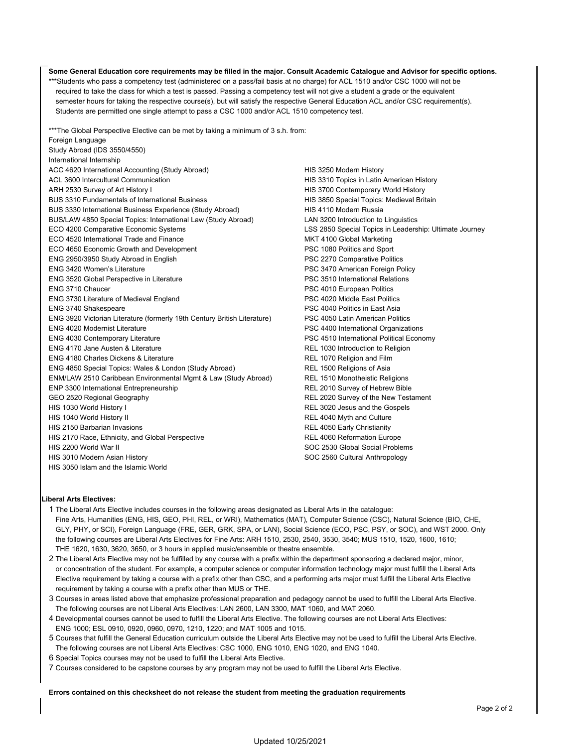**Some General Education core requirements may be filled in the major. Consult Academic Catalogue and Advisor for specific options.**

***Students who pass a competency test (administered on a pass/fail basis at no charge) for ACL 1510 and/or CSC 1000 will not be required to take the class for which a test is passed. Passing a competency test will not give a student a grade or the equivalent semester hours for taking the respective course(s), but will satisfy the respective General Education ACL and/or CSC requirement(s). Students are permitted one single attempt to pass a CSC 1000 and/or ACL 1510 competency test.

***The Global Perspective Elective can be met by taking a minimum of 3 s.h. from:

Foreign Language
Study Abroad (IDS 3550/4550)
International Internship
ACC 4620 International Accounting (Study Abroad)
ACL 3600 Intercultural Communication
ARH 2530 Survey of Art History I
BUS 3310 Fundamentals of International Business
BUS 3330 International Business Experience (Study Abroad)
BUS/LAW 4850 Special Topics: International Law (Study Abroad)
ECO 4200 Comparative Economic Systems
ECO 4520 International Trade and Finance
ECO 4650 Economic Growth and Development
ENG 2950/3950 Study Abroad in English
ENG 3420 Women's Literature
ENG 3520 Global Perspective in Literature
ENG 3710 Chaucer
ENG 3730 Literature of Medieval England
ENG 3740 Shakespeare
ENG 3920 Victorian Literature (formerly 19th Century British Literature)
ENG 4020 Modernist Literature
ENG 4030 Contemporary Literature
ENG 4170 Jane Austen & Literature
ENG 4180 Charles Dickens & Literature
ENG 4850 Special Topics: Wales & London (Study Abroad)
ENM/LAW 2510 Caribbean Environmental Mgmt & Law (Study Abroad)
ENP 3300 International Entrepreneurship
GEO 2520 Regional Geography
HIS 1030 World History I
HIS 1040 World History II
HIS 2150 Barbarian Invasions
HIS 2170 Race, Ethnicity, and Global Perspective
HIS 2200 World War II
HIS 3010 Modern Asian History
HIS 3050 Islam and the Islamic World
HIS 3250 Modern History
HIS 3310 Topics in Latin American History
HIS 3700 Contemporary World History
HIS 3850 Special Topics: Medieval Britain
HIS 4110 Modern Russia
LAN 3200 Introduction to Linguistics
LSS 2850 Special Topics in Leadership: Ultimate Journey
MKT 4100 Global Marketing
PSC 1080 Politics and Sport
PSC 2270 Comparative Politics
PSC 3470 American Foreign Policy
PSC 3510 International Relations
PSC 4010 European Politics
PSC 4020 Middle East Politics
PSC 4040 Politics in East Asia
PSC 4050 Latin American Politics
PSC 4400 International Organizations
PSC 4510 International Political Economy
REL 1030 Introduction to Religion
REL 1070 Religion and Film
REL 1500 Religions of Asia
REL 1510 Monotheistic Religions
REL 2010 Survey of Hebrew Bible
REL 2020 Survey of the New Testament
REL 3020 Jesus and the Gospels
REL 4040 Myth and Culture
REL 4050 Early Christianity
REL 4060 Reformation Europe
SOC 2530 Global Social Problems
SOC 2560 Cultural Anthropology

**Liberal Arts Electives:**

1. The Liberal Arts Elective includes courses in the following areas designated as Liberal Arts in the catalogue: Fine Arts, Humanities (ENG, HIS, GEO, PHI, REL, or WRI), Mathematics (MAT), Computer Science (CSC), Natural Science (BIO, CHE, GLY, PHY, or SCI), Foreign Language (FRE, GER, GRK, SPA, or LAN), Social Science (ECO, PSC, PSY, or SOC), and WST 2000. Only the following courses are Liberal Arts Electives for Fine Arts: ARH 1510, 2530, 2540, 3530, 3540; MUS 1510, 1520, 1600, 1610; THE 1620, 1630, 3620, 3650, or 3 hours in applied music/ensemble or theatre ensemble.
2. The Liberal Arts Elective may not be fulfilled by any course with a prefix within the department sponsoring a declared major, minor, or concentration of the student. For example, a computer science or computer information technology major must fulfill the Liberal Arts Elective requirement by taking a course with a prefix other than CSC, and a performing arts major must fulfill the Liberal Arts Elective requirement by taking a course with a prefix other than MUS or THE.
3. Courses in areas listed above that emphasize professional preparation and pedagogy cannot be used to fulfill the Liberal Arts Elective. The following courses are not Liberal Arts Electives: LAN 2600, LAN 3300, MAT 1060, and MAT 2060.
4. Developmental courses cannot be used to fulfill the Liberal Arts Elective. The following courses are not Liberal Arts Electives: ENG 1000; ESL 0910, 0920, 0960, 0970, 1210, 1220; and MAT 1005 and 1015.
5. Courses that fulfill the General Education curriculum outside the Liberal Arts Elective may not be used to fulfill the Liberal Arts Elective. The following courses are not Liberal Arts Electives: CSC 1000, ENG 1010, ENG 1020, and ENG 1040.
6. Special Topics courses may not be used to fulfill the Liberal Arts Elective.
7. Courses considered to be capstone courses by any program may not be used to fulfill the Liberal Arts Elective.

**Errors contained on this checksheet do not release the student from meeting the graduation requirements**

Updated 10/25/2021